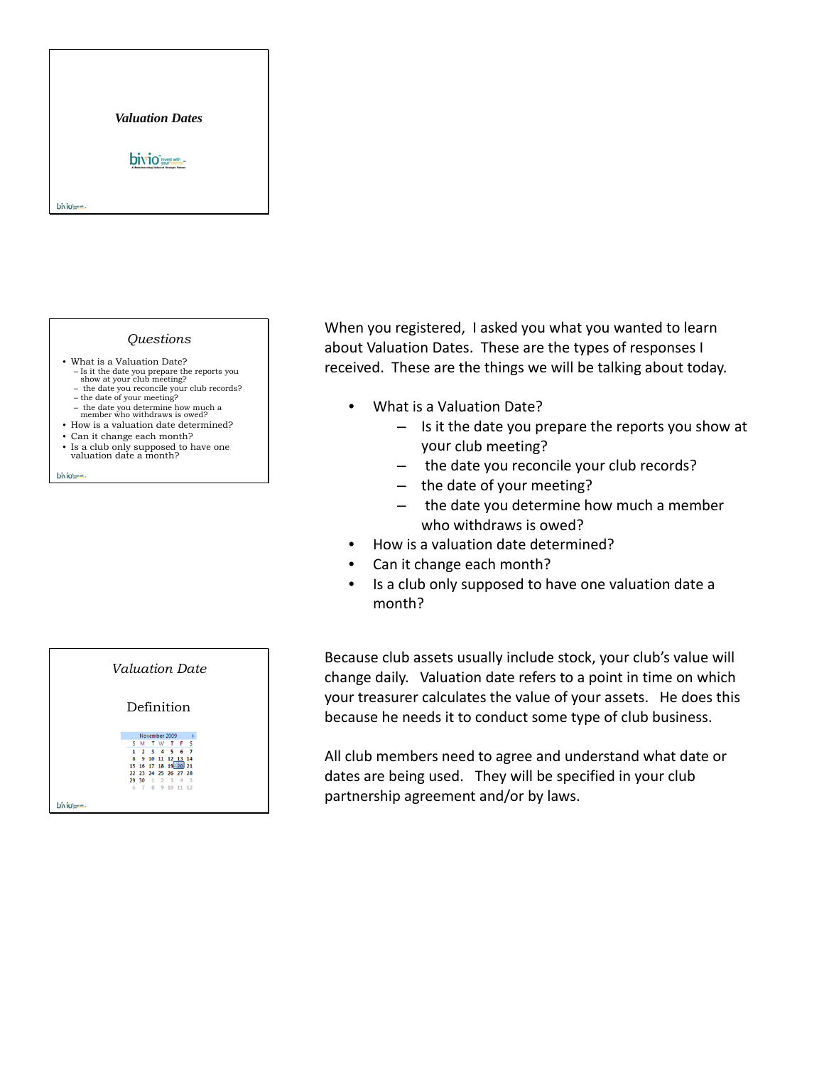## Valuation Dates

bivio

### Questions

- What is a Valuation Date?
  - Is it the date you prepare the reports you show at your club meeting?
  - the date you reconcile your club records?
  - the date of your meeting?
  - the date you determine how much a member who withdraws is owed?
- How is a valuation date determined?
- Can it change each month?
- Is a club only supposed to have one valuation date a month?

When you registered, I asked you what you wanted to learn about Valuation Dates. These are the types of responses I received. These are the things we will be talking about today.

- What is a Valuation Date?
  - Is it the date you prepare the reports you show at your club meeting?
  - the date you reconcile your club records?
  - the date of your meeting?
  - the date you determine how much a member who withdraws is owed?
- How is a valuation date determined?
- Can it change each month?
- Is a club only supposed to have one valuation date a month?

### Valuation Date

Definition

| S | M | T | W | T | F | S |
|---|---|---|---|---|---|---|
| 1 | 2 | 3 | 4 | 5 | 6 | 7 |
| 8 | 9 | 10 | 11 | 12 | 13 | 14 |
| 15 | 16 | 17 | 18 | 19 | 20 | 21 |
| 22 | 23 | 24 | 25 | 26 | 27 | 28 |
| 29 | 30 | 1 | 2 | 3 | 4 | 5 |
| 6 | 7 | 8 | 9 | 10 | 11 | 12 |

November 2009

Because club assets usually include stock, your club's value will change daily. Valuation date refers to a point in time on which your treasurer calculates the value of your assets. He does this because he needs it to conduct some type of club business.

All club members need to agree and understand what date or dates are being used. They will be specified in your club partnership agreement and/or by laws.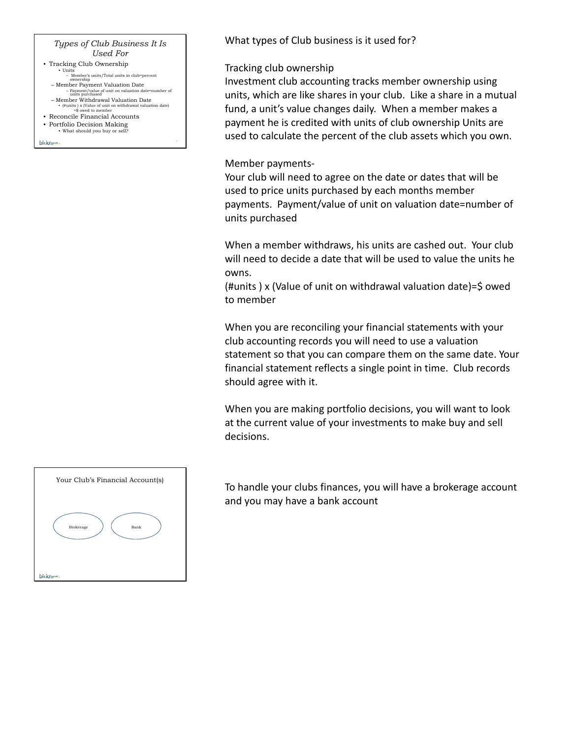## Types of Club Business It Is Used For

- Tracking Club Ownership
  - Units
    - Member's units/Total units in club=percent ownership
  - Member Payment Valuation Date
    - Payment/value of unit on valuation date=number of units purchased
  - Member Withdrawal Valuation Date
    - (#units ) x (Value of unit on withdrawal valuation date) =$ owed to member
- Reconcile Financial Accounts
- Portfolio Decision Making
  - What should you buy or sell?

What types of Club business is it used for?

Tracking club ownership

Investment club accounting tracks member ownership using units, which are like shares in your club. Like a share in a mutual fund, a unit's value changes daily. When a member makes a payment he is credited with units of club ownership Units are used to calculate the percent of the club assets which you own.

Member payments-

Your club will need to agree on the date or dates that will be used to price units purchased by each months member payments. Payment/value of unit on valuation date=number of units purchased

When a member withdraws, his units are cashed out. Your club will need to decide a date that will be used to value the units he owns.

(#units ) x (Value of unit on withdrawal valuation date)=$ owed to member

When you are reconciling your financial statements with your club accounting records you will need to use a valuation statement so that you can compare them on the same date. Your financial statement reflects a single point in time. Club records should agree with it.

When you are making portfolio decisions, you will want to look at the current value of your investments to make buy and sell decisions.

## Your Club's Financial Account(s)

Brokerage

Bank

To handle your clubs finances, you will have a brokerage account and you may have a bank account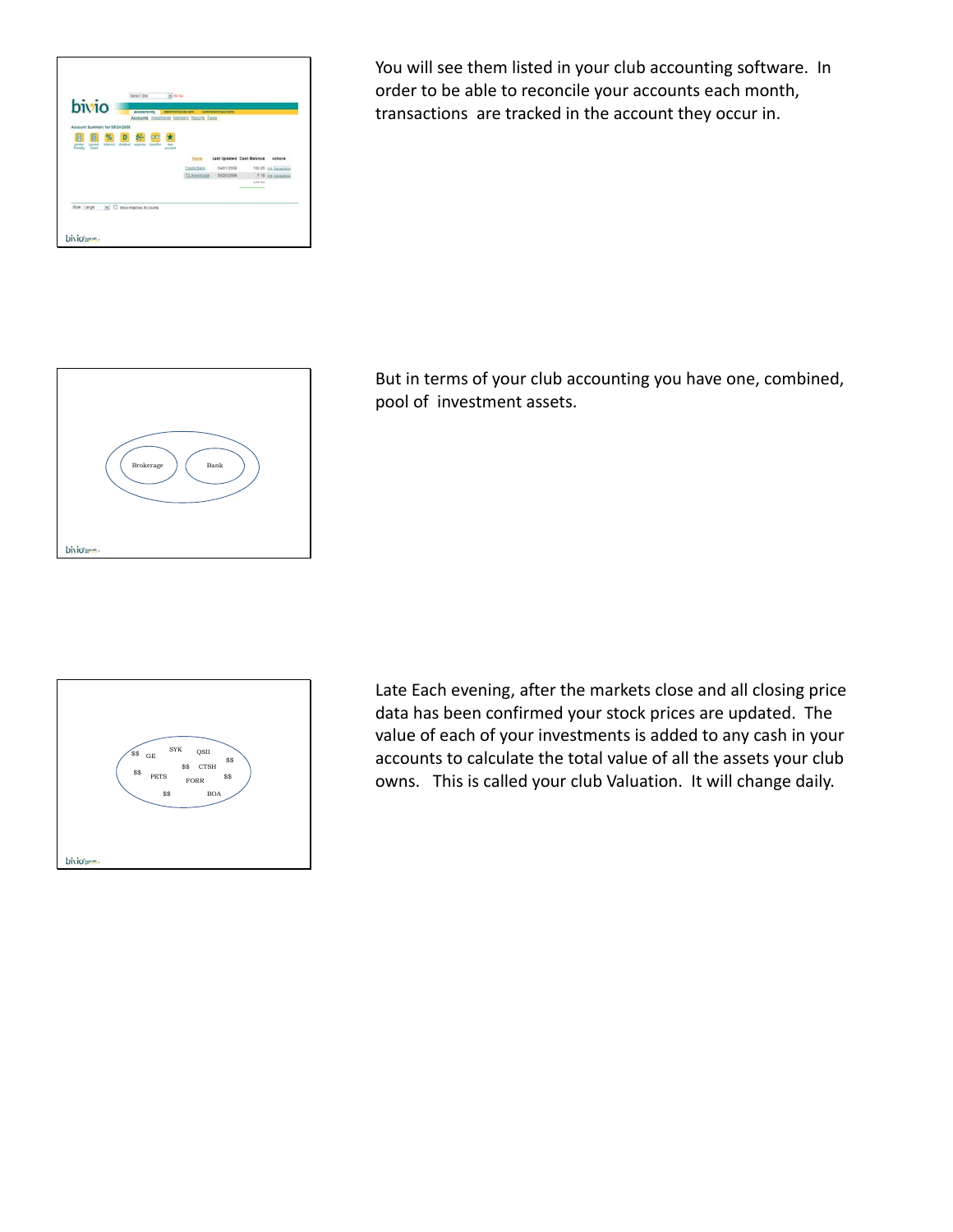You will see them listed in your club accounting software. In order to be able to reconcile your accounts each month, transactions are tracked in the account they occur in.

But in terms of your club accounting you have one, combined, pool of investment assets.

Late Each evening, after the markets close and all closing price data has been confirmed your stock prices are updated. The value of each of your investments is added to any cash in your accounts to calculate the total value of all the assets your club owns. This is called your club Valuation. It will change daily.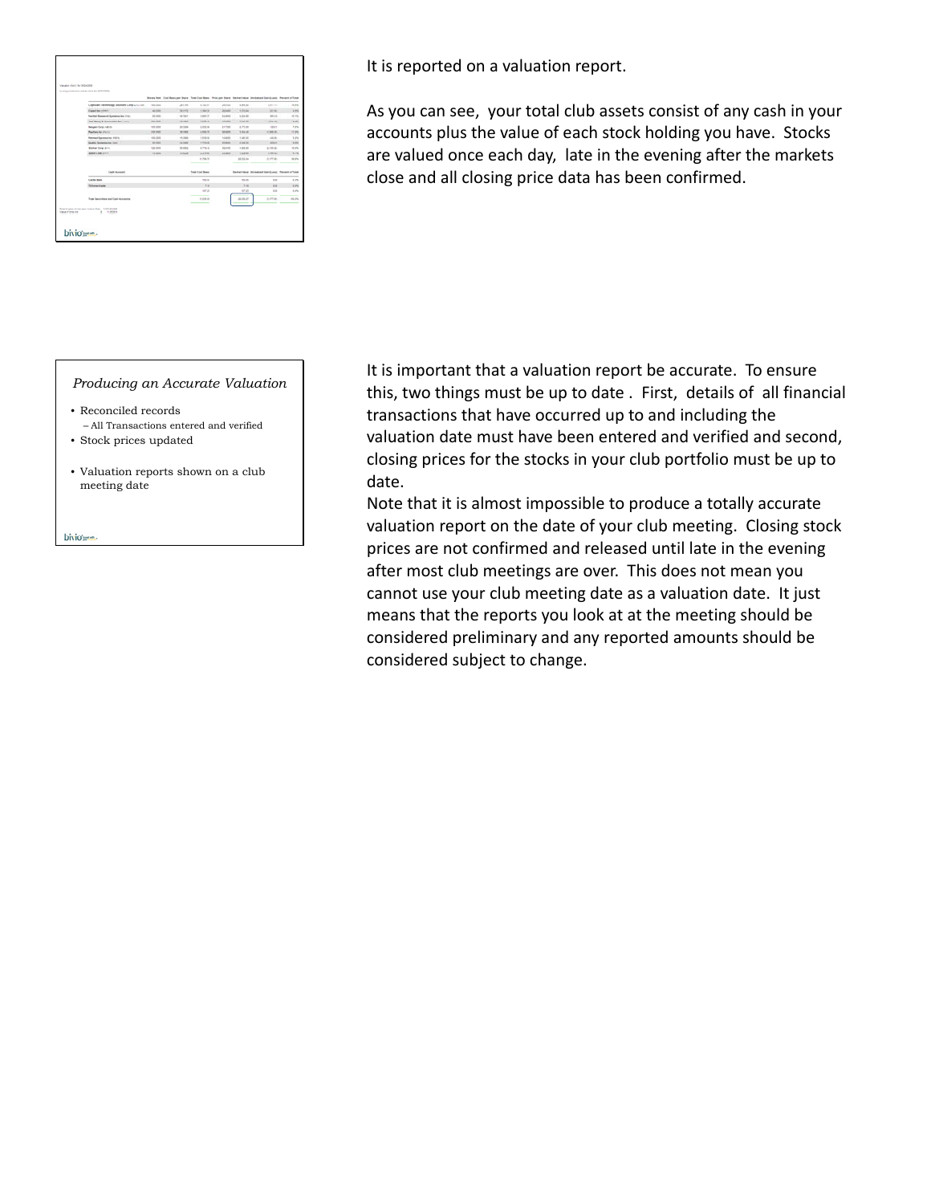It is reported on a valuation report.

As you can see, your total club assets consist of any cash in your accounts plus the value of each stock holding you have. Stocks are valued once each day, late in the evening after the markets close and all closing price data has been confirmed.

*Producing an Accurate Valuation*

- Reconciled records
  - All Transactions entered and verified
- Stock prices updated
- Valuation reports shown on a club meeting date

It is important that a valuation report be accurate. To ensure this, two things must be up to date . First, details of all financial transactions that have occurred up to and including the valuation date must have been entered and verified and second, closing prices for the stocks in your club portfolio must be up to date.

Note that it is almost impossible to produce a totally accurate valuation report on the date of your club meeting. Closing stock prices are not confirmed and released until late in the evening after most club meetings are over. This does not mean you cannot use your club meeting date as a valuation date. It just means that the reports you look at at the meeting should be considered preliminary and any reported amounts should be considered subject to change.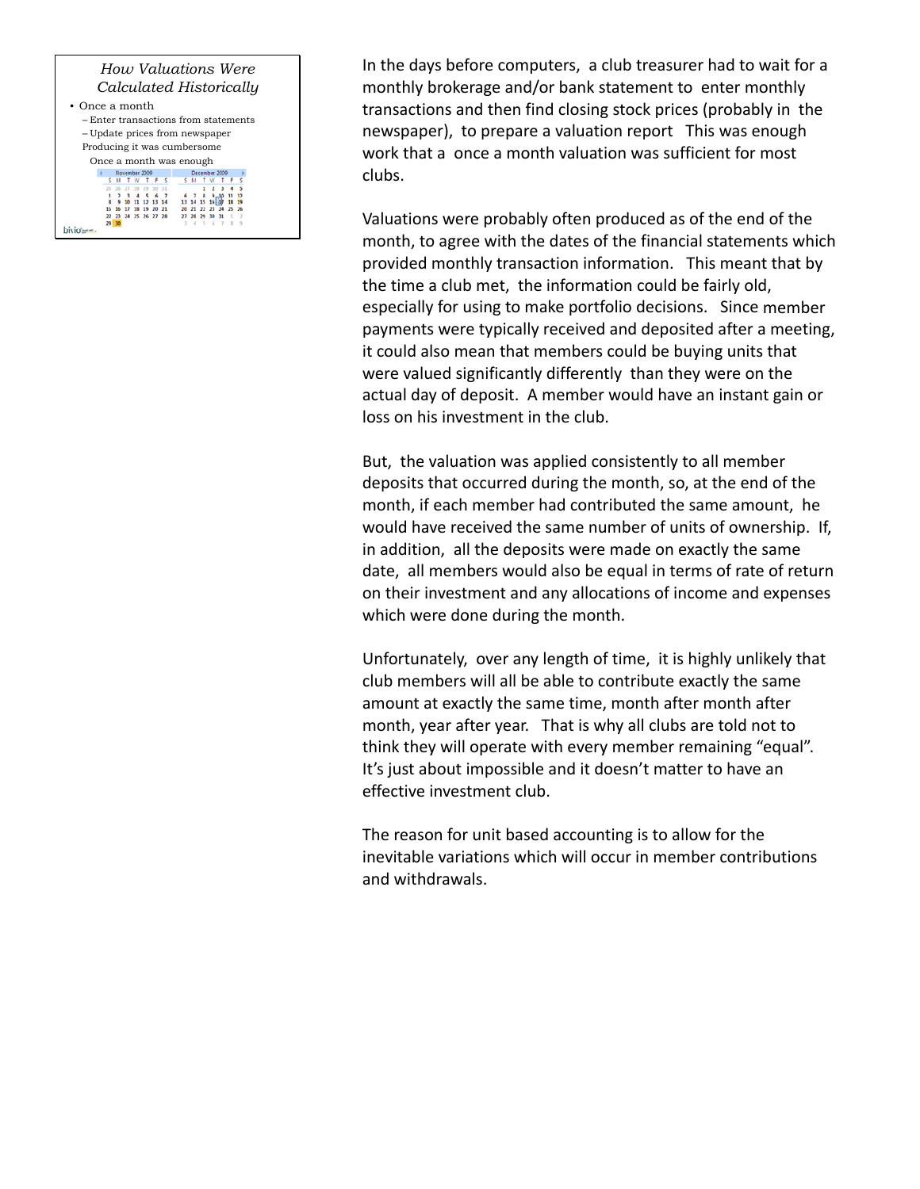*How Valuations Were Calculated Historically*

- Once a month
  - Enter transactions from statements
  - Update prices from newspaper

  Producing it was cumbersome

  Once a month was enough

In the days before computers, a club treasurer had to wait for a monthly brokerage and/or bank statement to enter monthly transactions and then find closing stock prices (probably in the newspaper), to prepare a valuation report This was enough work that a once a month valuation was sufficient for most clubs.

Valuations were probably often produced as of the end of the month, to agree with the dates of the financial statements which provided monthly transaction information. This meant that by the time a club met, the information could be fairly old, especially for using to make portfolio decisions. Since member payments were typically received and deposited after a meeting, it could also mean that members could be buying units that were valued significantly differently than they were on the actual day of deposit. A member would have an instant gain or loss on his investment in the club.

But, the valuation was applied consistently to all member deposits that occurred during the month, so, at the end of the month, if each member had contributed the same amount, he would have received the same number of units of ownership. If, in addition, all the deposits were made on exactly the same date, all members would also be equal in terms of rate of return on their investment and any allocations of income and expenses which were done during the month.

Unfortunately, over any length of time, it is highly unlikely that club members will all be able to contribute exactly the same amount at exactly the same time, month after month after month, year after year. That is why all clubs are told not to think they will operate with every member remaining "equal". It's just about impossible and it doesn't matter to have an effective investment club.

The reason for unit based accounting is to allow for the inevitable variations which will occur in member contributions and withdrawals.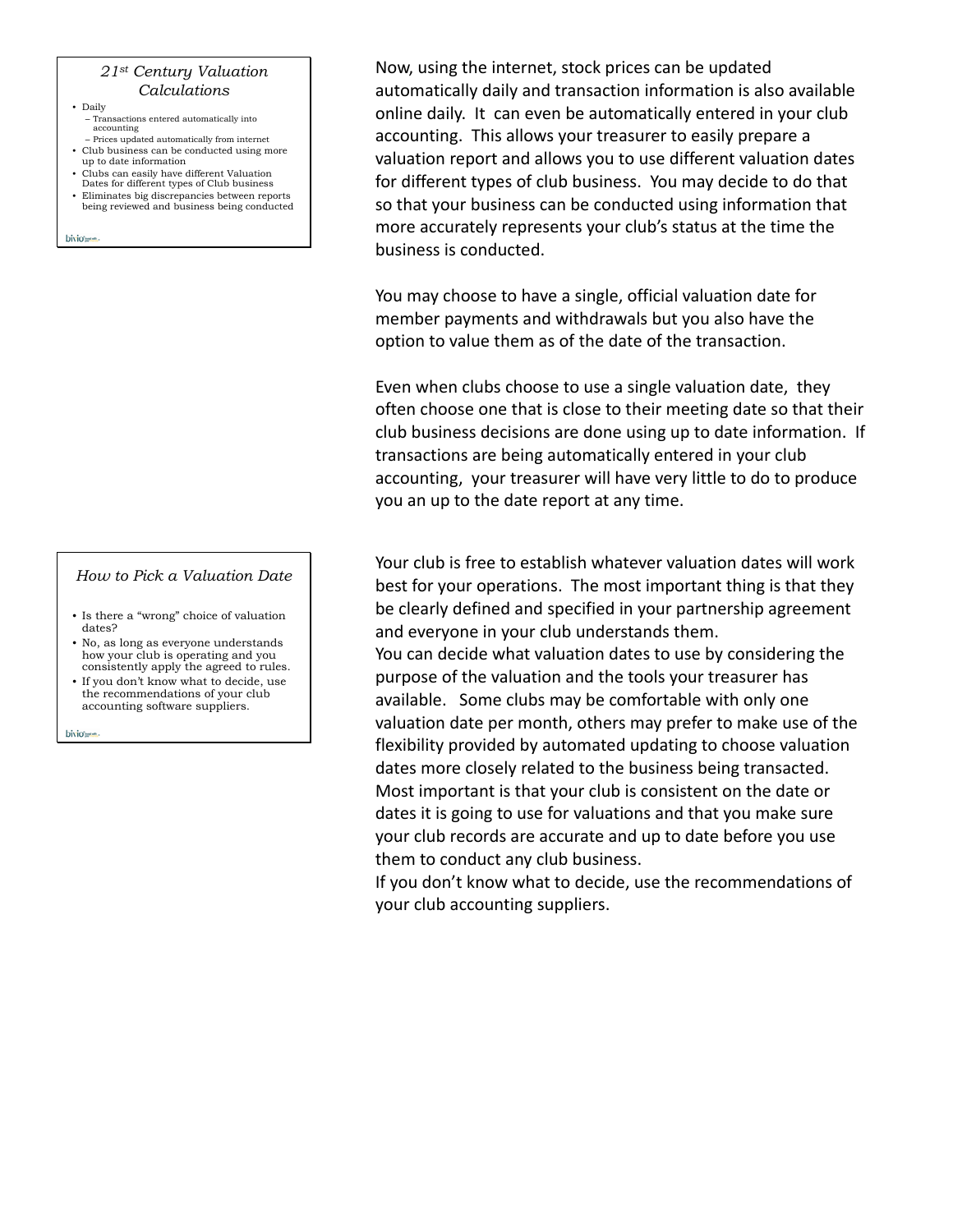### *21st Century Valuation Calculations*

- Daily
  - Transactions entered automatically into accounting
  - Prices updated automatically from internet
- Club business can be conducted using more up to date information
- Clubs can easily have different Valuation Dates for different types of Club business
- Eliminates big discrepancies between reports being reviewed and business being conducted

Now, using the internet, stock prices can be updated automatically daily and transaction information is also available online daily. It can even be automatically entered in your club accounting. This allows your treasurer to easily prepare a valuation report and allows you to use different valuation dates for different types of club business. You may decide to do that so that your business can be conducted using information that more accurately represents your club's status at the time the business is conducted.

You may choose to have a single, official valuation date for member payments and withdrawals but you also have the option to value them as of the date of the transaction.

Even when clubs choose to use a single valuation date, they often choose one that is close to their meeting date so that their club business decisions are done using up to date information. If transactions are being automatically entered in your club accounting, your treasurer will have very little to do to produce you an up to the date report at any time.

### *How to Pick a Valuation Date*

- Is there a "wrong" choice of valuation dates?
- No, as long as everyone understands how your club is operating and you consistently apply the agreed to rules.
- If you don't know what to decide, use the recommendations of your club accounting software suppliers.

Your club is free to establish whatever valuation dates will work best for your operations. The most important thing is that they be clearly defined and specified in your partnership agreement and everyone in your club understands them.

You can decide what valuation dates to use by considering the purpose of the valuation and the tools your treasurer has available. Some clubs may be comfortable with only one valuation date per month, others may prefer to make use of the flexibility provided by automated updating to choose valuation dates more closely related to the business being transacted. Most important is that your club is consistent on the date or dates it is going to use for valuations and that you make sure your club records are accurate and up to date before you use them to conduct any club business.

If you don't know what to decide, use the recommendations of your club accounting suppliers.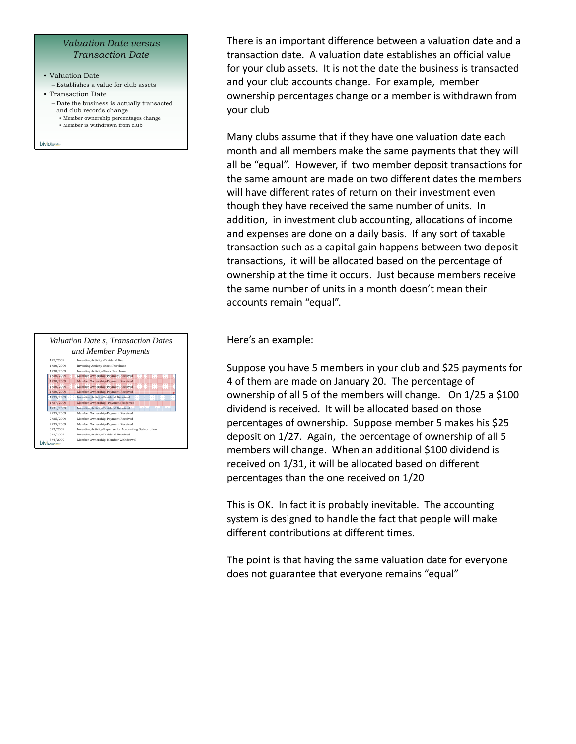### Valuation Date versus Transaction Date

- Valuation Date
  - Establishes a value for club assets
- Transaction Date
  - Date the business is actually transacted and club records change
    - Member ownership percentages change
    - Member is withdrawn from club

There is an important difference between a valuation date and a transaction date. A valuation date establishes an official value for your club assets. It is not the date the business is transacted and your club accounts change. For example, member ownership percentages change or a member is withdrawn from your club

Many clubs assume that if they have one valuation date each month and all members make the same payments that they will all be "equal". However, if two member deposit transactions for the same amount are made on two different dates the members will have different rates of return on their investment even though they have received the same number of units. In addition, in investment club accounting, allocations of income and expenses are done on a daily basis. If any sort of taxable transaction such as a capital gain happens between two deposit transactions, it will be allocated based on the percentage of ownership at the time it occurs. Just because members receive the same number of units in a month doesn't mean their accounts remain "equal".

### Valuation Date s, Transaction Dates and Member Payments

| Date | Transaction |
|---|---|
| 1/5/2009 | Investing Activity -Dividend Rec. |
| 1/20/2009 | Investing Activity-Stock Purchase |
| 1/20/2009 | Investing Activity-Stock Purchase |
| 1/20/2009 | Member Ownership-Payment Received |
| 1/20/2009 | Member Ownership-Payment Received |
| 1/20/2009 | Member Ownership-Payment Received |
| 1/20/2009 | Member Ownership-Payment Received |
| 1/25/2009 | Investing Activity-Dividend Received |
| 1/27/2009 | Member Ownership -Payment Received |
| 1/31/2009 | Investing Activity-Dividend Received |
| 2/25/2009 | Member Ownership-Payment Received |
| 2/25/2009 | Member Ownership-Payment Received |
| 2/25/2009 | Member Ownership-Payment Received |
| 3/2/2009 | Investing Activity-Expense for Accounting Subscription |
| 3/3/2009 | Investing Activity-Dividend Received |
| 3/4/2009 | Member Ownership-Member Withdrawal |

Here's an example:

Suppose you have 5 members in your club and $25 payments for 4 of them are made on January 20. The percentage of ownership of all 5 of the members will change. On 1/25 a $100 dividend is received. It will be allocated based on those percentages of ownership. Suppose member 5 makes his $25 deposit on 1/27. Again, the percentage of ownership of all 5 members will change. When an additional $100 dividend is received on 1/31, it will be allocated based on different percentages than the one received on 1/20

This is OK. In fact it is probably inevitable. The accounting system is designed to handle the fact that people will make different contributions at different times.

The point is that having the same valuation date for everyone does not guarantee that everyone remains "equal"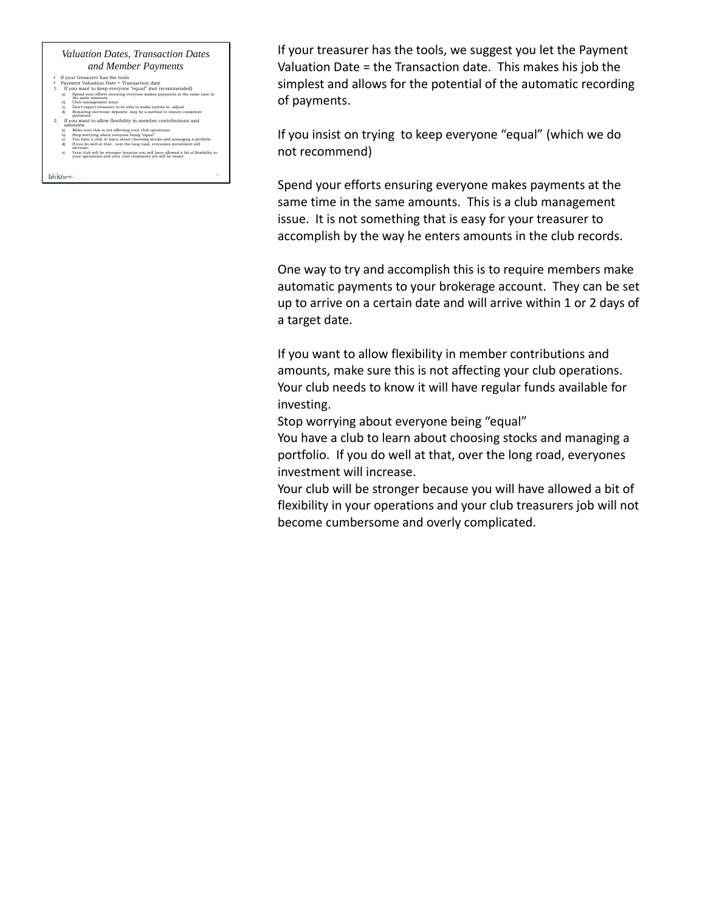### *Valuation Dates, Transaction Dates and Member Payments*

- If your treasurer has the tools
- Payment Valuation Date = Transaction date

1. If you want to keep everyone "equal" (not recommended)
   a) Spend your efforts ensuring everyone makes payments at the same time in the same amounts
   b) Club management issue
   c) Don't expect treasurer to be able to make entries to adjust
   d) Requiring electronic deposits may be a method to ensure consistent payments
2. If you want to allow flexibility in member contributions and amounts
   a) Make sure this is not affecting your club operations
   b) Stop worrying about everyone being "equal"
   c) You have a club to learn about choosing stocks and managing a portfolio.
   d) If you do well at that, over the long road, everyones investment will increase.
   e) Your club will be stronger because you will have allowed a bit of flexibility in your operations and your club treasurers job will be easier.

If your treasurer has the tools, we suggest you let the Payment Valuation Date = the Transaction date. This makes his job the simplest and allows for the potential of the automatic recording of payments.

If you insist on trying to keep everyone "equal" (which we do not recommend)

Spend your efforts ensuring everyone makes payments at the same time in the same amounts. This is a club management issue. It is not something that is easy for your treasurer to accomplish by the way he enters amounts in the club records.

One way to try and accomplish this is to require members make automatic payments to your brokerage account. They can be set up to arrive on a certain date and will arrive within 1 or 2 days of a target date.

If you want to allow flexibility in member contributions and amounts, make sure this is not affecting your club operations. Your club needs to know it will have regular funds available for investing.
Stop worrying about everyone being "equal"
You have a club to learn about choosing stocks and managing a portfolio. If you do well at that, over the long road, everyones investment will increase.
Your club will be stronger because you will have allowed a bit of flexibility in your operations and your club treasurers job will not become cumbersome and overly complicated.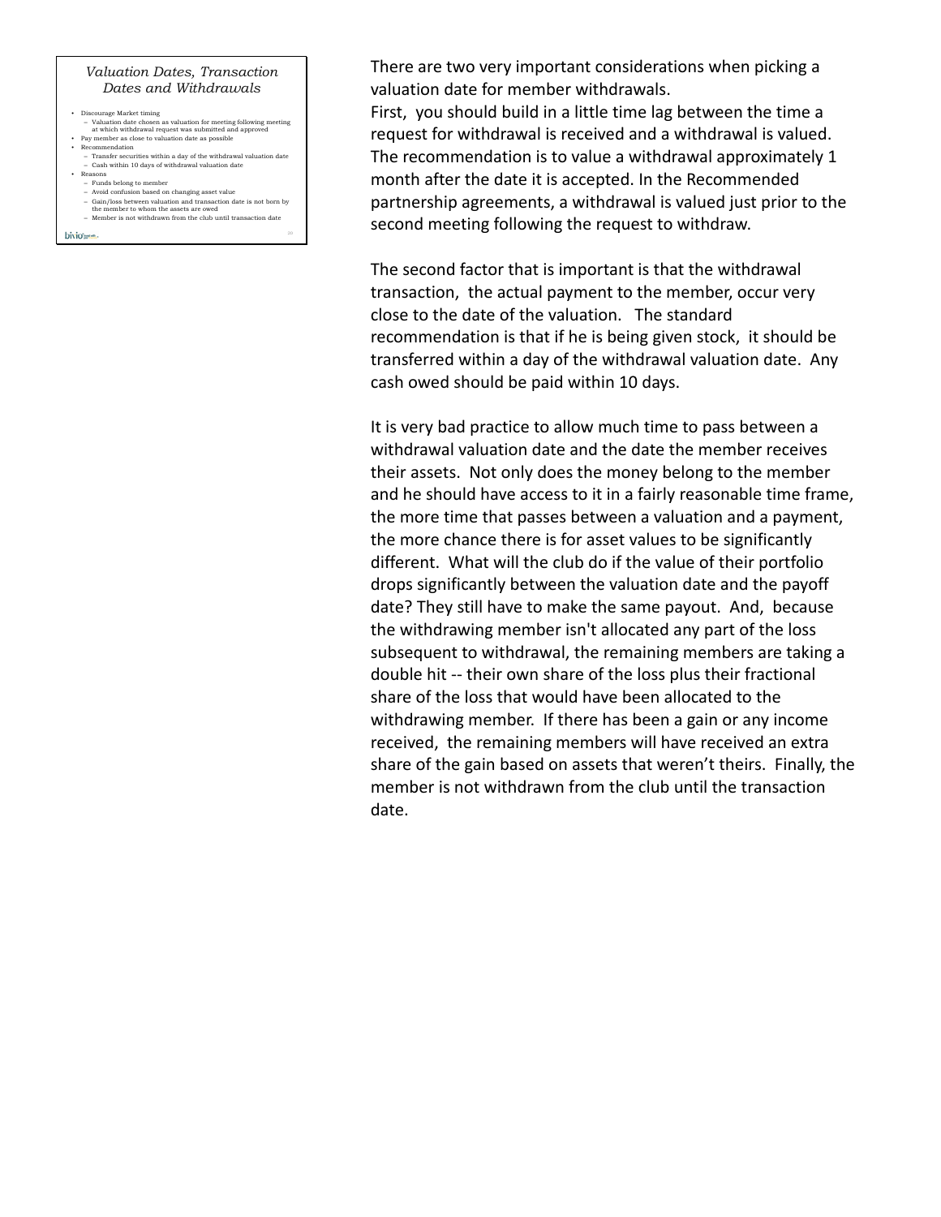### *Valuation Dates, Transaction Dates and Withdrawals*

- Discourage Market timing
  - Valuation date chosen as valuation for meeting following meeting at which withdrawal request was submitted and approved
- Pay member as close to valuation date as possible
- Recommendation
  - Transfer securities within a day of the withdrawal valuation date
  - Cash within 10 days of withdrawal valuation date
- Reasons
  - Funds belong to member
  - Avoid confusion based on changing asset value
  - Gain/loss between valuation and transaction date is not born by the member to whom the assets are owed
  - Member is not withdrawn from the club until transaction date

There are two very important considerations when picking a valuation date for member withdrawals.
First, you should build in a little time lag between the time a request for withdrawal is received and a withdrawal is valued. The recommendation is to value a withdrawal approximately 1 month after the date it is accepted. In the Recommended partnership agreements, a withdrawal is valued just prior to the second meeting following the request to withdraw.

The second factor that is important is that the withdrawal transaction, the actual payment to the member, occur very close to the date of the valuation. The standard recommendation is that if he is being given stock, it should be transferred within a day of the withdrawal valuation date. Any cash owed should be paid within 10 days.

It is very bad practice to allow much time to pass between a withdrawal valuation date and the date the member receives their assets. Not only does the money belong to the member and he should have access to it in a fairly reasonable time frame, the more time that passes between a valuation and a payment, the more chance there is for asset values to be significantly different. What will the club do if the value of their portfolio drops significantly between the valuation date and the payoff date? They still have to make the same payout. And, because the withdrawing member isn't allocated any part of the loss subsequent to withdrawal, the remaining members are taking a double hit -- their own share of the loss plus their fractional share of the loss that would have been allocated to the withdrawing member. If there has been a gain or any income received, the remaining members will have received an extra share of the gain based on assets that weren't theirs. Finally, the member is not withdrawn from the club until the transaction date.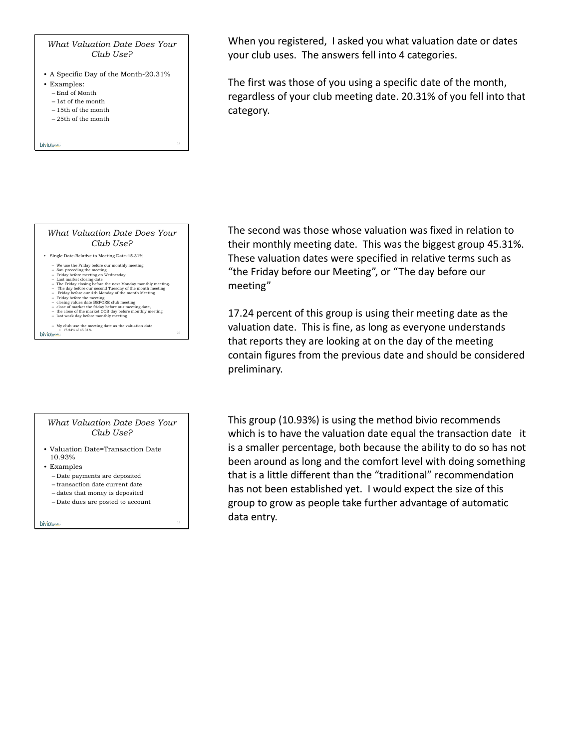### What Valuation Date Does Your Club Use?

- A Specific Day of the Month-20.31%
- Examples:
  - End of Month
  - 1st of the month
  - 15th of the month
  - 25th of the month

When you registered, I asked you what valuation date or dates your club uses. The answers fell into 4 categories.

The first was those of you using a specific date of the month, regardless of your club meeting date. 20.31% of you fell into that category.

### What Valuation Date Does Your Club Use?

- Single Date-Relative to Meeting Date-45.31%
  - We use the Friday before our monthly meeting.
  - Sat. preceding the meeting
  - Friday before meeting on Wednesday
  - Last market closing date
  - The Friday closing before the next Monday monthly meeting.
  - The day before our second Tuesday of the month meeting
  - Friday before our 4th Monday of the month Meeting
  - Friday before the meeting
  - closing values date BEFORE club meeting
  - close of market the friday before our meeting date,
  - the close of the market COB day before monthly meeting
  - last work day before monthly meeting
  - My club use the meeting date as the valuation date
    - 17.24% of 45.31%

The second was those whose valuation was fixed in relation to their monthly meeting date. This was the biggest group 45.31%. These valuation dates were specified in relative terms such as "the Friday before our Meeting", or "The day before our meeting"

17.24 percent of this group is using their meeting date as the valuation date. This is fine, as long as everyone understands that reports they are looking at on the day of the meeting contain figures from the previous date and should be considered preliminary.

### What Valuation Date Does Your Club Use?

- Valuation Date=Transaction Date 10.93%
- Examples
  - Date payments are deposited
  - transaction date current date
  - dates that money is deposited
  - Date dues are posted to account

This group (10.93%) is using the method bivio recommends which is to have the valuation date equal the transaction date it is a smaller percentage, both because the ability to do so has not been around as long and the comfort level with doing something that is a little different than the "traditional" recommendation has not been established yet. I would expect the size of this group to grow as people take further advantage of automatic data entry.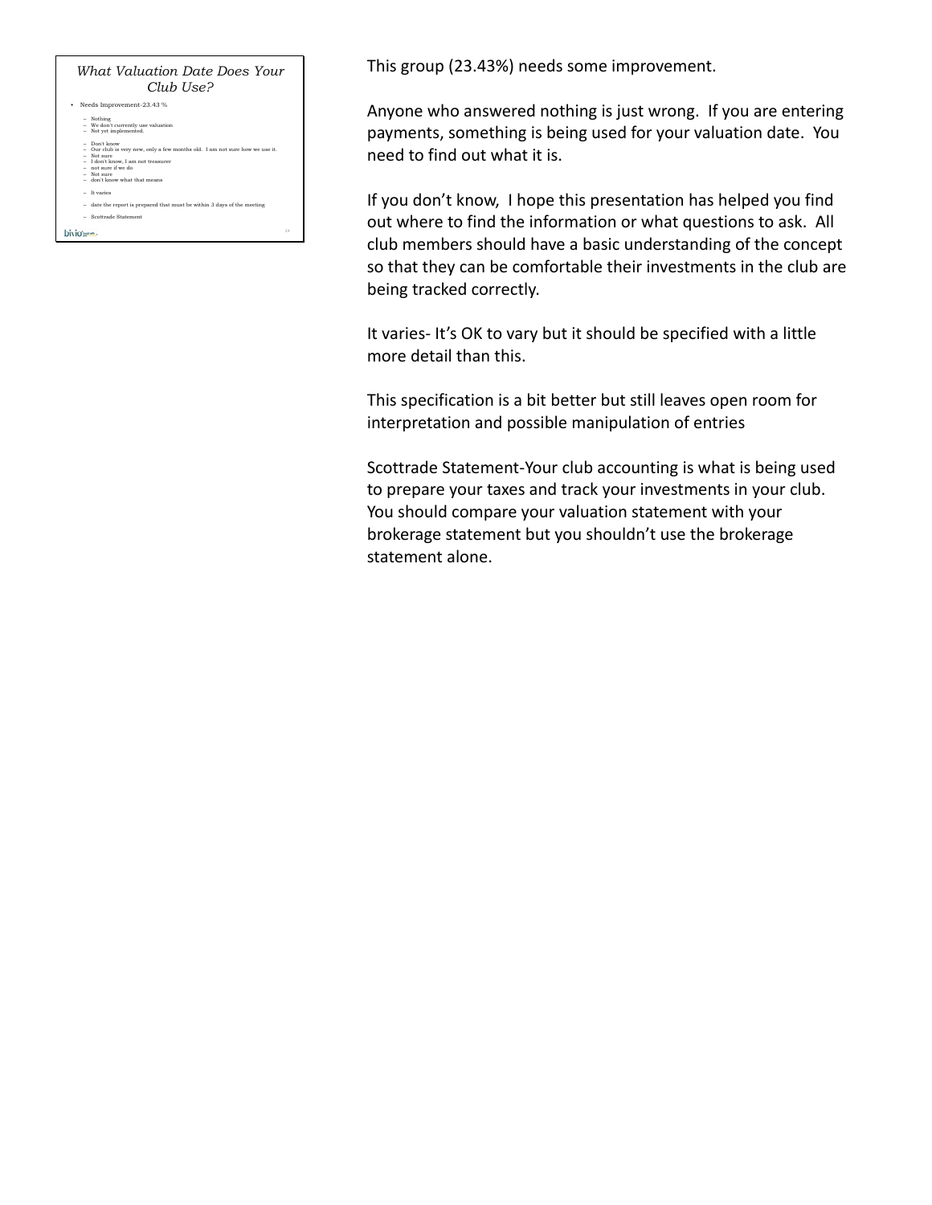### What Valuation Date Does Your Club Use?

- Needs Improvement-23.43 %
  - Nothing
  - We don't currently use valuation
  - Not yet implemented.
  - Don't know
  - Our club is very new, only a few months old. I am not sure how we use it.
  - Not sure
  - I don't know, I am not treasurer
  - not sure if we do
  - Not sure
  - don't know what that means
  - It varies
  - date the report is prepared that must be within 3 days of the meeting
  - Scottrade Statement

This group (23.43%) needs some improvement.

Anyone who answered nothing is just wrong. If you are entering payments, something is being used for your valuation date. You need to find out what it is.

If you don't know, I hope this presentation has helped you find out where to find the information or what questions to ask. All club members should have a basic understanding of the concept so that they can be comfortable their investments in the club are being tracked correctly.

It varies- It's OK to vary but it should be specified with a little more detail than this.

This specification is a bit better but still leaves open room for interpretation and possible manipulation of entries

Scottrade Statement-Your club accounting is what is being used to prepare your taxes and track your investments in your club. You should compare your valuation statement with your brokerage statement but you shouldn't use the brokerage statement alone.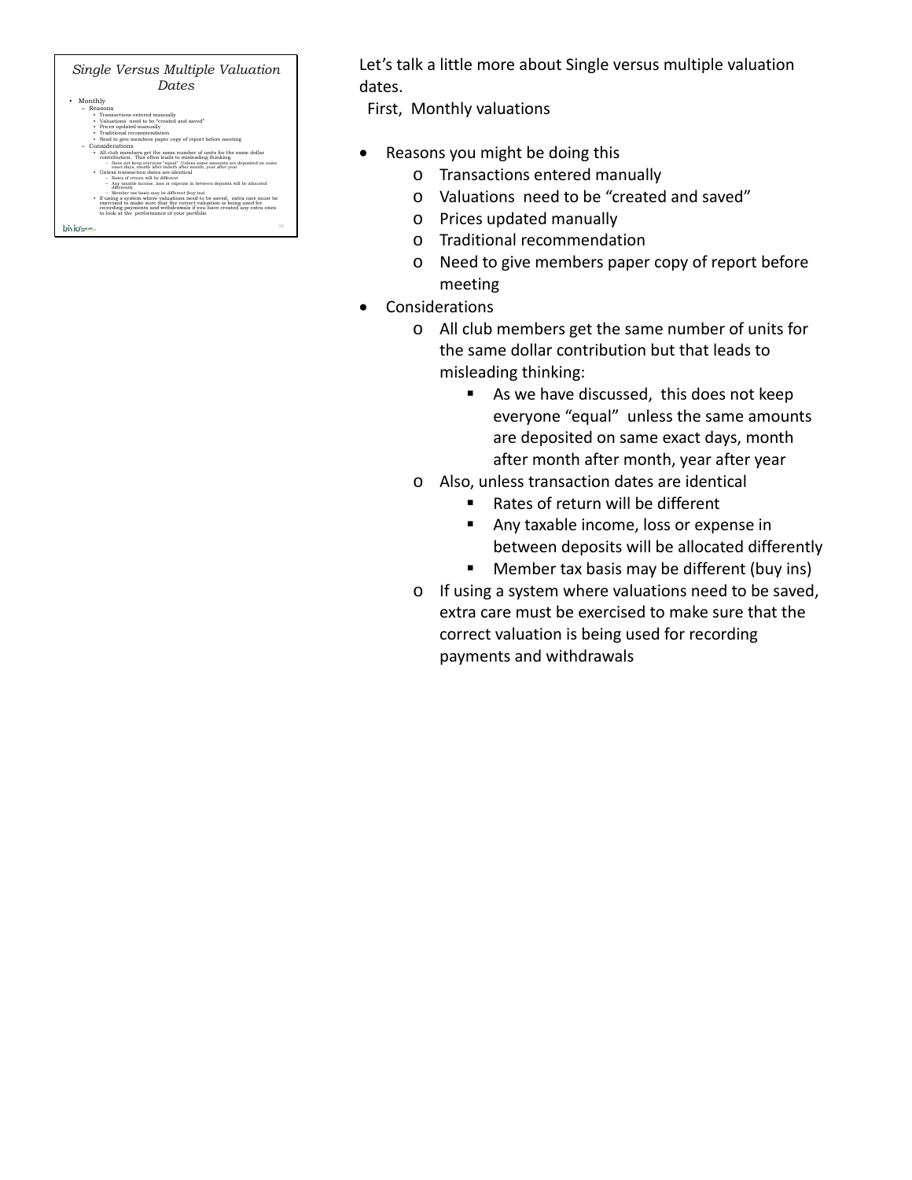Let's talk a little more about Single versus multiple valuation dates.

First, Monthly valuations

- Reasons you might be doing this
  - Transactions entered manually
  - Valuations need to be "created and saved"
  - Prices updated manually
  - Traditional recommendation
  - Need to give members paper copy of report before meeting
- Considerations
  - All club members get the same number of units for the same dollar contribution but that leads to misleading thinking:
    - As we have discussed, this does not keep everyone "equal" unless the same amounts are deposited on same exact days, month after month after month, year after year
  - Also, unless transaction dates are identical
    - Rates of return will be different
    - Any taxable income, loss or expense in between deposits will be allocated differently
    - Member tax basis may be different (buy ins)
  - If using a system where valuations need to be saved, extra care must be exercised to make sure that the correct valuation is being used for recording payments and withdrawals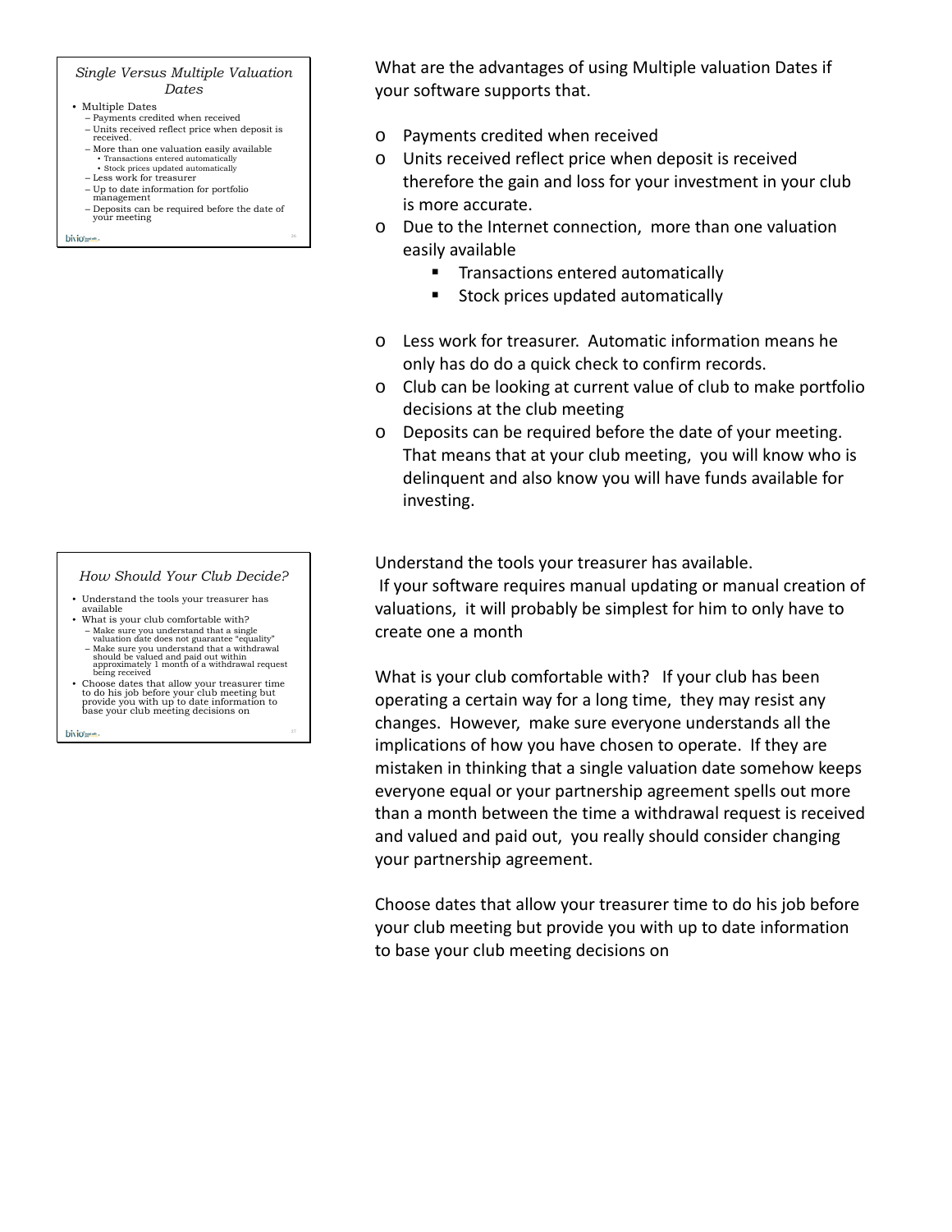### *Single Versus Multiple Valuation Dates*

- Multiple Dates
  - Payments credited when received
  - Units received reflect price when deposit is received.
  - More than one valuation easily available
    - Transactions entered automatically
    - Stock prices updated automatically
  - Less work for treasurer
  - Up to date information for portfolio management
  - Deposits can be required before the date of your meeting

What are the advantages of using Multiple valuation Dates if your software supports that.

- Payments credited when received
- Units received reflect price when deposit is received therefore the gain and loss for your investment in your club is more accurate.
- Due to the Internet connection, more than one valuation easily available
  - Transactions entered automatically
  - Stock prices updated automatically
- Less work for treasurer. Automatic information means he only has do do a quick check to confirm records.
- Club can be looking at current value of club to make portfolio decisions at the club meeting
- Deposits can be required before the date of your meeting. That means that at your club meeting, you will know who is delinquent and also know you will have funds available for investing.

### *How Should Your Club Decide?*

- Understand the tools your treasurer has available
- What is your club comfortable with?
  - Make sure you understand that a single valuation date does not guarantee "equality"
  - Make sure you understand that a withdrawal should be valued and paid out within approximately 1 month of a withdrawal request being received
- Choose dates that allow your treasurer time to do his job before your club meeting but provide you with up to date information to base your club meeting decisions on

Understand the tools your treasurer has available.
If your software requires manual updating or manual creation of valuations, it will probably be simplest for him to only have to create one a month

What is your club comfortable with? If your club has been operating a certain way for a long time, they may resist any changes. However, make sure everyone understands all the implications of how you have chosen to operate. If they are mistaken in thinking that a single valuation date somehow keeps everyone equal or your partnership agreement spells out more than a month between the time a withdrawal request is received and valued and paid out, you really should consider changing your partnership agreement.

Choose dates that allow your treasurer time to do his job before your club meeting but provide you with up to date information to base your club meeting decisions on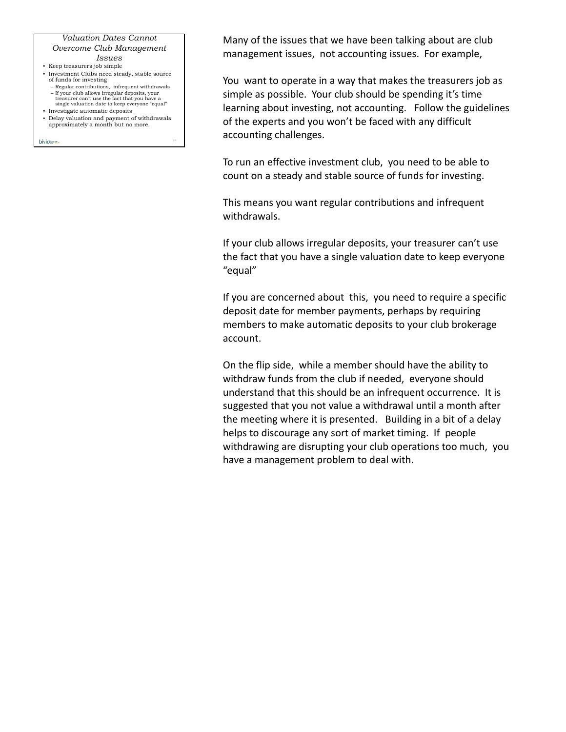### *Valuation Dates Cannot Overcome Club Management Issues*

- Keep treasurers job simple
- Investment Clubs need steady, stable source of funds for investing
  - Regular contributions, infrequent withdrawals
  - If your club allows irregular deposits, your treasurer can't use the fact that you have a single valuation date to keep everyone "equal"
- Investigate automatic deposits
- Delay valuation and payment of withdrawals approximately a month but no more.

Many of the issues that we have been talking about are club management issues, not accounting issues. For example,

You want to operate in a way that makes the treasurers job as simple as possible. Your club should be spending it's time learning about investing, not accounting. Follow the guidelines of the experts and you won't be faced with any difficult accounting challenges.

To run an effective investment club, you need to be able to count on a steady and stable source of funds for investing.

This means you want regular contributions and infrequent withdrawals.

If your club allows irregular deposits, your treasurer can't use the fact that you have a single valuation date to keep everyone "equal"

If you are concerned about this, you need to require a specific deposit date for member payments, perhaps by requiring members to make automatic deposits to your club brokerage account.

On the flip side, while a member should have the ability to withdraw funds from the club if needed, everyone should understand that this should be an infrequent occurrence. It is suggested that you not value a withdrawal until a month after the meeting where it is presented. Building in a bit of a delay helps to discourage any sort of market timing. If people withdrawing are disrupting your club operations too much, you have a management problem to deal with.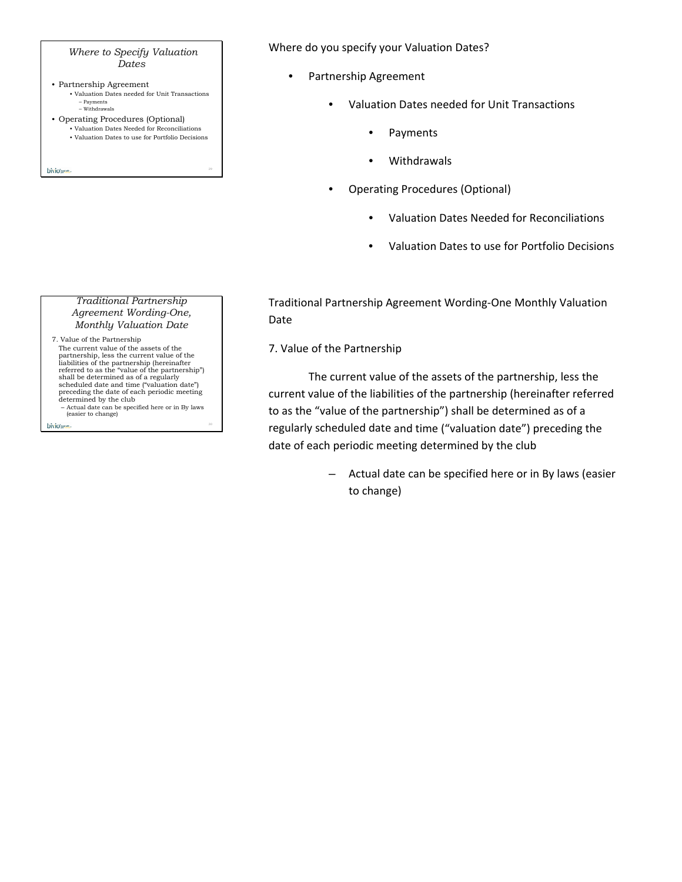Where do you specify your Valuation Dates?

- Partnership Agreement
  - Valuation Dates needed for Unit Transactions
    - Payments
    - Withdrawals
  - Operating Procedures (Optional)
    - Valuation Dates Needed for Reconciliations
    - Valuation Dates to use for Portfolio Decisions

Traditional Partnership Agreement Wording-One Monthly Valuation Date

7. Value of the Partnership

The current value of the assets of the partnership, less the current value of the liabilities of the partnership (hereinafter referred to as the "value of the partnership") shall be determined as of a regularly scheduled date and time ("valuation date") preceding the date of each periodic meeting determined by the club

- Actual date can be specified here or in By laws (easier to change)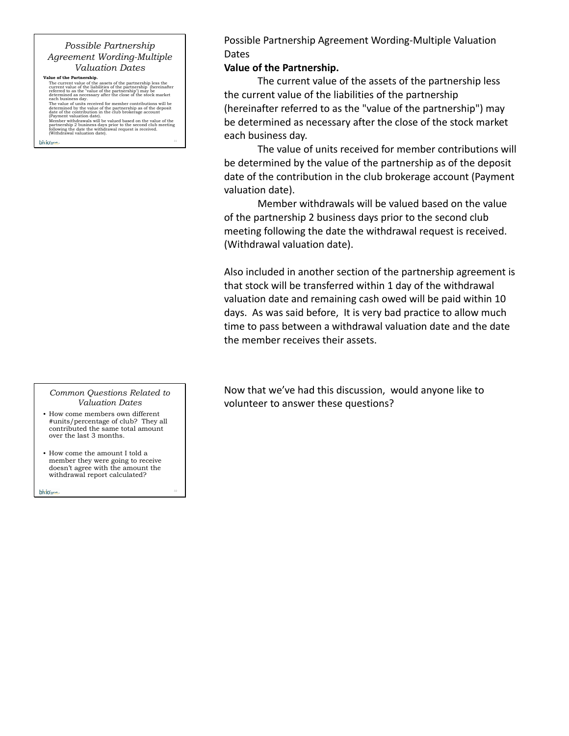## Possible Partnership Agreement Wording-Multiple Valuation Dates

**Value of the Partnership.**

The current value of the assets of the partnership less the current value of the liabilities of the partnership (hereinafter referred to as the "value of the partnership") may be determined as necessary after the close of the stock market each business day.

The value of units received for member contributions will be determined by the value of the partnership as of the deposit date of the contribution in the club brokerage account (Payment valuation date).

Member withdrawals will be valued based on the value of the partnership 2 business days prior to the second club meeting following the date the withdrawal request is received. (Withdrawal valuation date).

Possible Partnership Agreement Wording-Multiple Valuation Dates

**Value of the Partnership.**

The current value of the assets of the partnership less the current value of the liabilities of the partnership (hereinafter referred to as the "value of the partnership") may be determined as necessary after the close of the stock market each business day.

The value of units received for member contributions will be determined by the value of the partnership as of the deposit date of the contribution in the club brokerage account (Payment valuation date).

Member withdrawals will be valued based on the value of the partnership 2 business days prior to the second club meeting following the date the withdrawal request is received. (Withdrawal valuation date).

Also included in another section of the partnership agreement is that stock will be transferred within 1 day of the withdrawal valuation date and remaining cash owed will be paid within 10 days. As was said before, It is very bad practice to allow much time to pass between a withdrawal valuation date and the date the member receives their assets.

## Common Questions Related to Valuation Dates

- How come members own different #units/percentage of club? They all contributed the same total amount over the last 3 months.
- How come the amount I told a member they were going to receive doesn't agree with the amount the withdrawal report calculated?

Now that we've had this discussion, would anyone like to volunteer to answer these questions?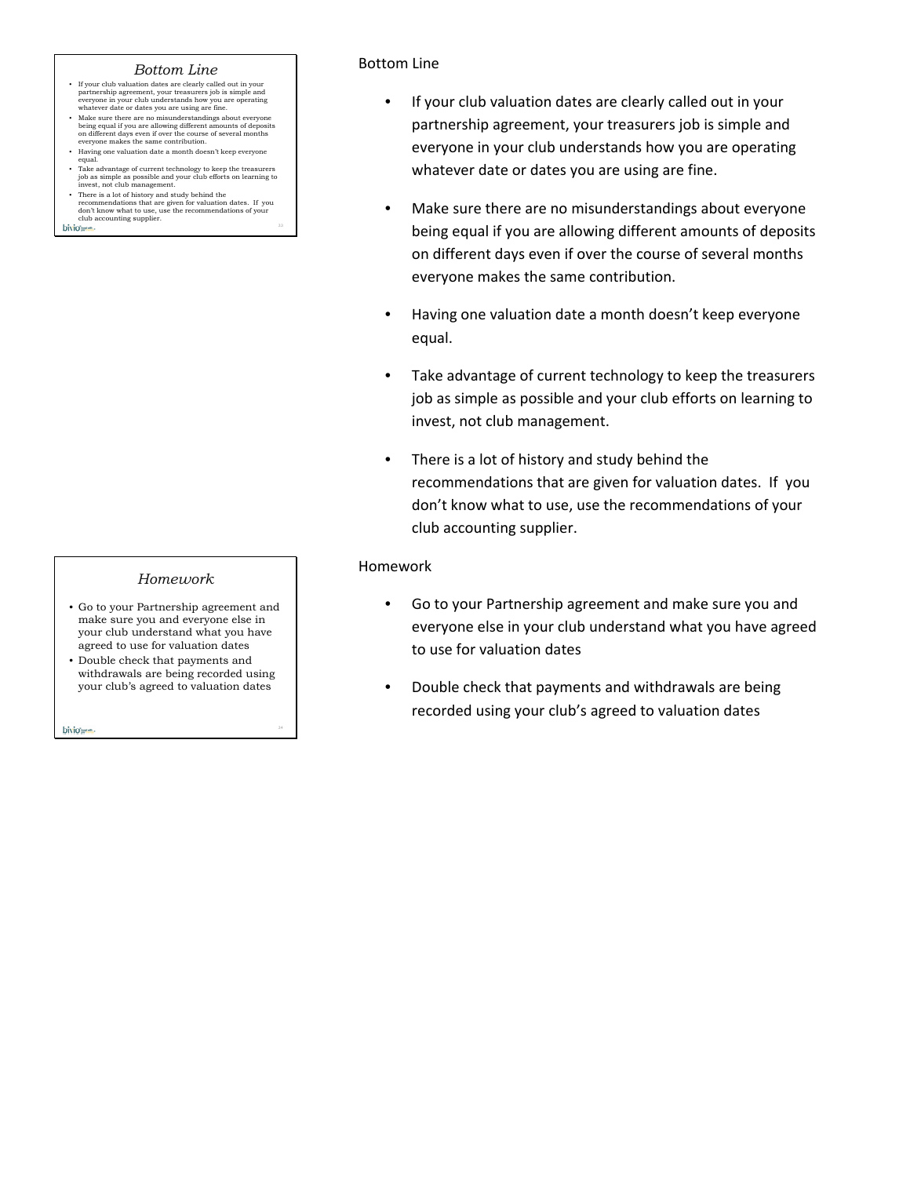## Bottom Line

- If your club valuation dates are clearly called out in your partnership agreement, your treasurers job is simple and everyone in your club understands how you are operating whatever date or dates you are using are fine.
- Make sure there are no misunderstandings about everyone being equal if you are allowing different amounts of deposits on different days even if over the course of several months everyone makes the same contribution.
- Having one valuation date a month doesn't keep everyone equal.
- Take advantage of current technology to keep the treasurers job as simple as possible and your club efforts on learning to invest, not club management.
- There is a lot of history and study behind the recommendations that are given for valuation dates. If you don't know what to use, use the recommendations of your club accounting supplier.

## Homework

- Go to your Partnership agreement and make sure you and everyone else in your club understand what you have agreed to use for valuation dates
- Double check that payments and withdrawals are being recorded using your club's agreed to valuation dates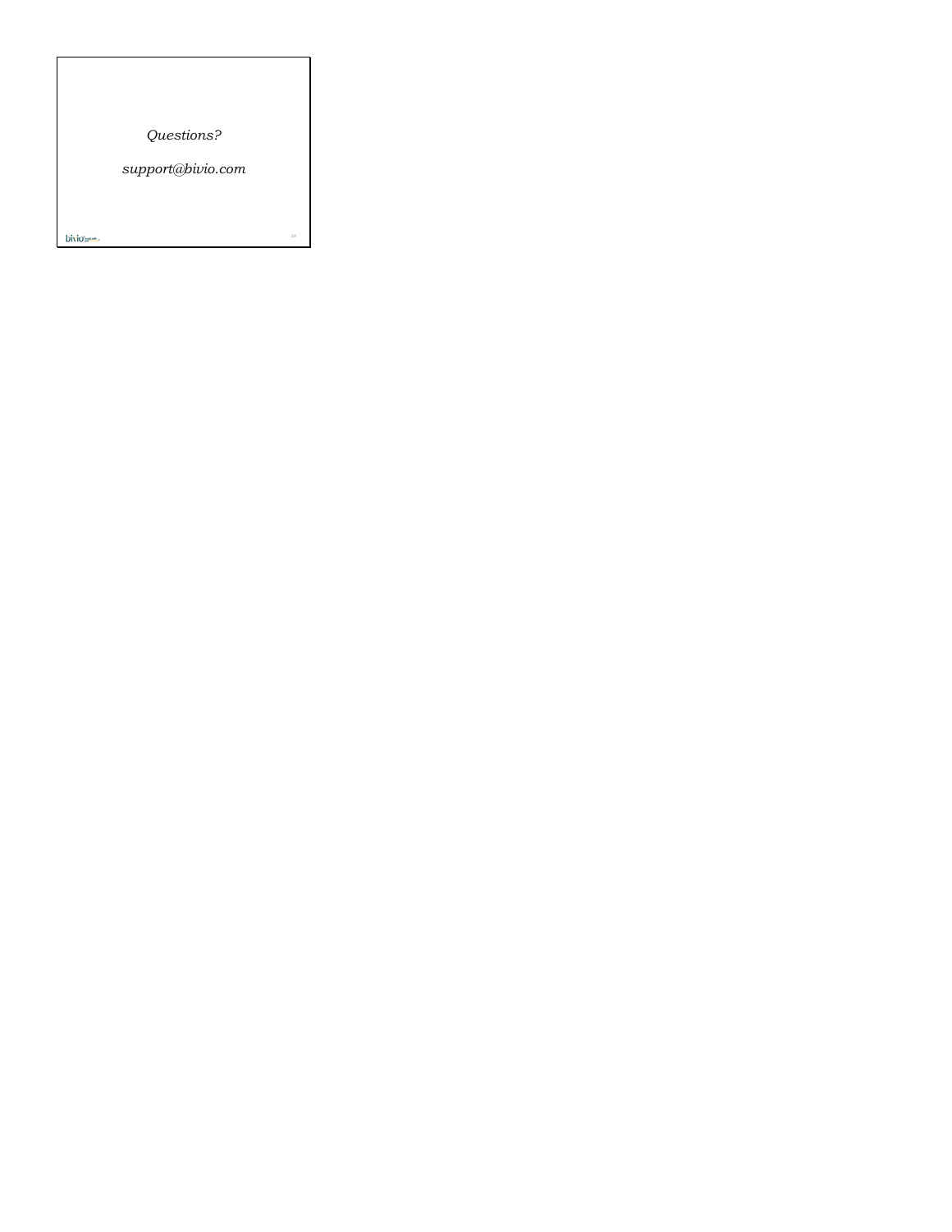*Questions?*

*support@bivio.com*